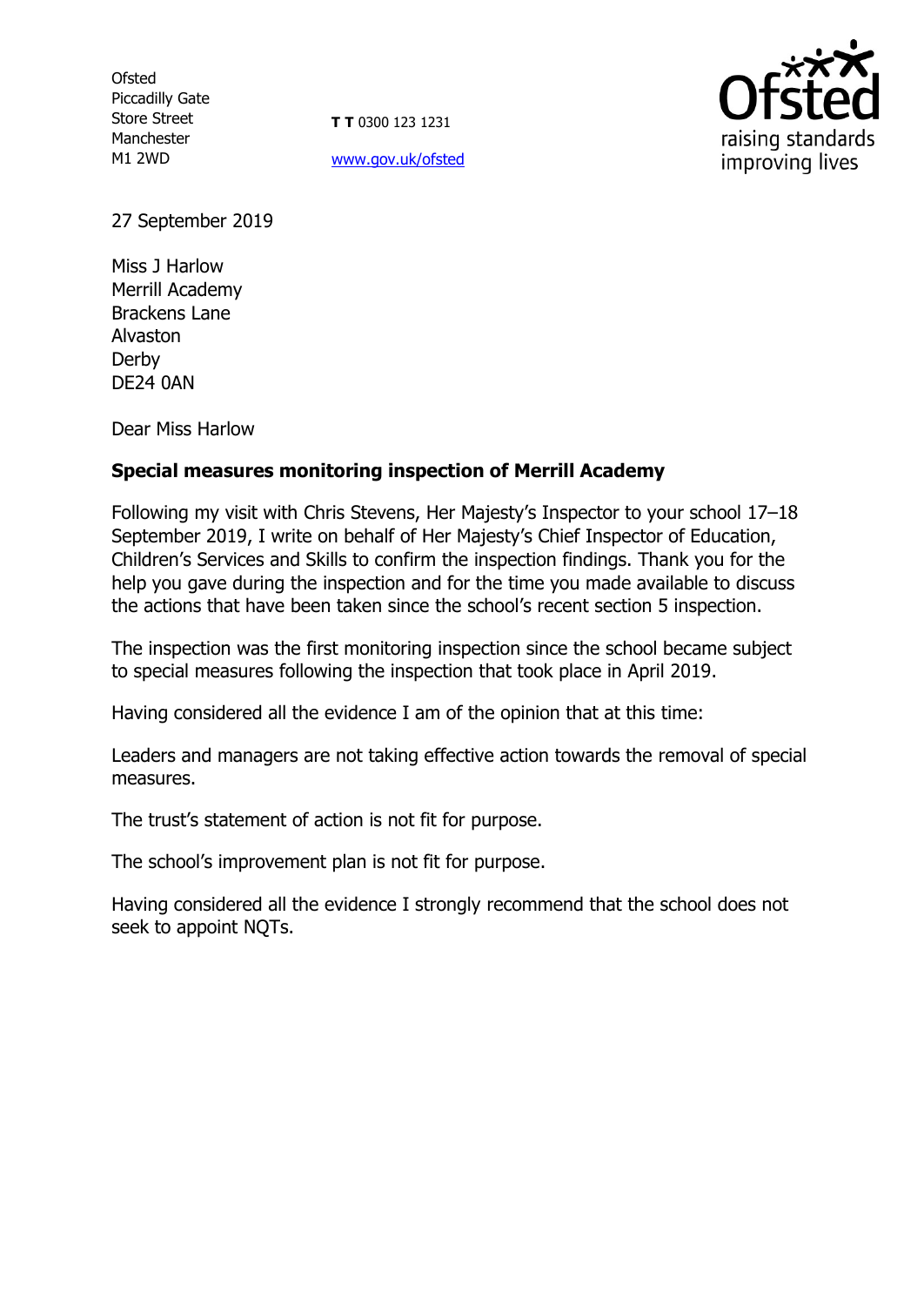Ofsted
Piccadilly Gate
Store Street
Manchester
M1 2WD

**T** 0300 123 1231

www.gov.uk/ofsted

27 September 2019

Miss J Harlow
Merrill Academy
Brackens Lane
Alvaston
Derby
DE24 0AN

Dear Miss Harlow

**Special measures monitoring inspection of Merrill Academy**

Following my visit with Chris Stevens, Her Majesty's Inspector to your school 17–18 September 2019, I write on behalf of Her Majesty's Chief Inspector of Education, Children's Services and Skills to confirm the inspection findings. Thank you for the help you gave during the inspection and for the time you made available to discuss the actions that have been taken since the school's recent section 5 inspection.

The inspection was the first monitoring inspection since the school became subject to special measures following the inspection that took place in April 2019.

Having considered all the evidence I am of the opinion that at this time:

Leaders and managers are not taking effective action towards the removal of special measures.

The trust's statement of action is not fit for purpose.

The school's improvement plan is not fit for purpose.

Having considered all the evidence I strongly recommend that the school does not seek to appoint NQTs.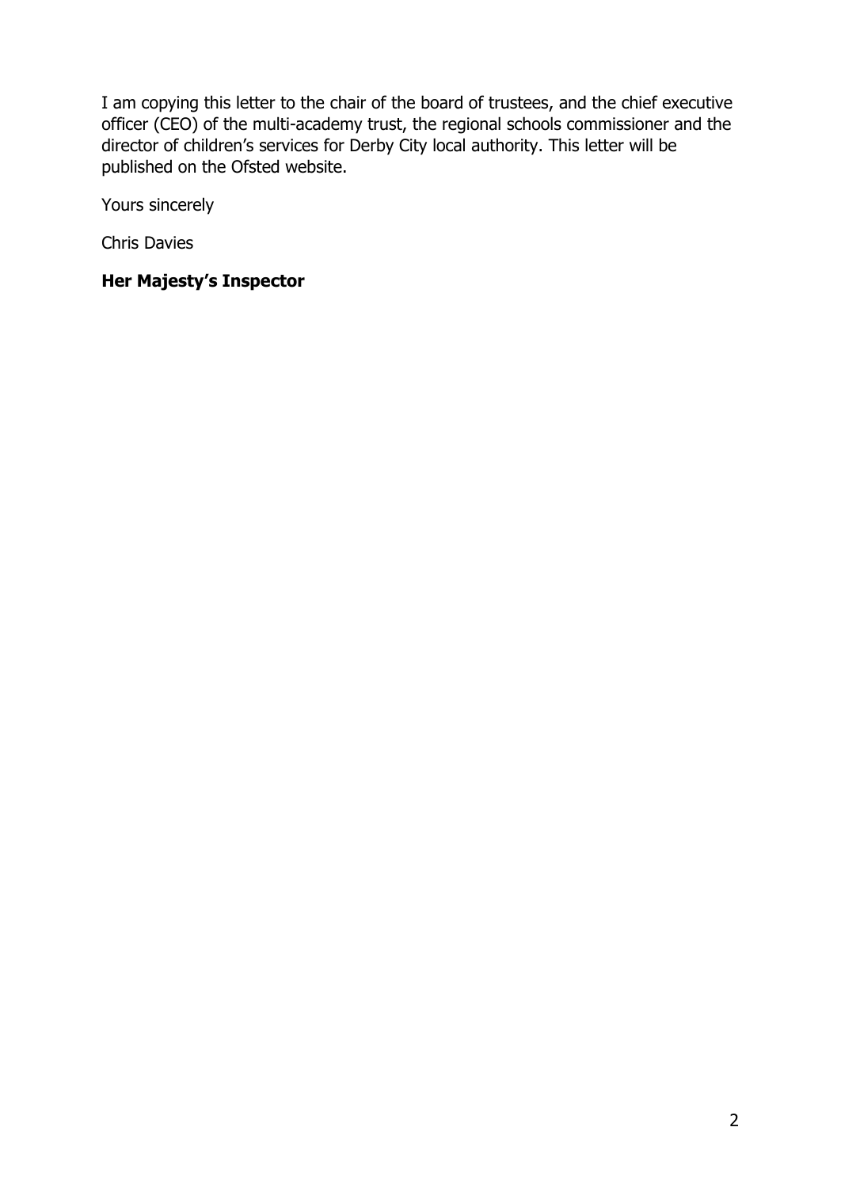I am copying this letter to the chair of the board of trustees, and the chief executive officer (CEO) of the multi-academy trust, the regional schools commissioner and the director of children's services for Derby City local authority. This letter will be published on the Ofsted website.

Yours sincerely

Chris Davies

**Her Majesty's Inspector**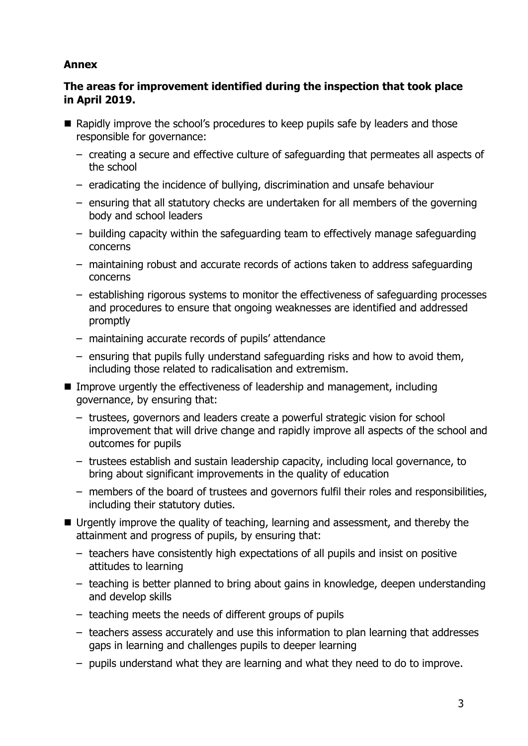**Annex**

**The areas for improvement identified during the inspection that took place in April 2019.**

- Rapidly improve the school's procedures to keep pupils safe by leaders and those responsible for governance:
  - creating a secure and effective culture of safeguarding that permeates all aspects of the school
  - eradicating the incidence of bullying, discrimination and unsafe behaviour
  - ensuring that all statutory checks are undertaken for all members of the governing body and school leaders
  - building capacity within the safeguarding team to effectively manage safeguarding concerns
  - maintaining robust and accurate records of actions taken to address safeguarding concerns
  - establishing rigorous systems to monitor the effectiveness of safeguarding processes and procedures to ensure that ongoing weaknesses are identified and addressed promptly
  - maintaining accurate records of pupils' attendance
  - ensuring that pupils fully understand safeguarding risks and how to avoid them, including those related to radicalisation and extremism.
- Improve urgently the effectiveness of leadership and management, including governance, by ensuring that:
  - trustees, governors and leaders create a powerful strategic vision for school improvement that will drive change and rapidly improve all aspects of the school and outcomes for pupils
  - trustees establish and sustain leadership capacity, including local governance, to bring about significant improvements in the quality of education
  - members of the board of trustees and governors fulfil their roles and responsibilities, including their statutory duties.
- Urgently improve the quality of teaching, learning and assessment, and thereby the attainment and progress of pupils, by ensuring that:
  - teachers have consistently high expectations of all pupils and insist on positive attitudes to learning
  - teaching is better planned to bring about gains in knowledge, deepen understanding and develop skills
  - teaching meets the needs of different groups of pupils
  - teachers assess accurately and use this information to plan learning that addresses gaps in learning and challenges pupils to deeper learning
  - pupils understand what they are learning and what they need to do to improve.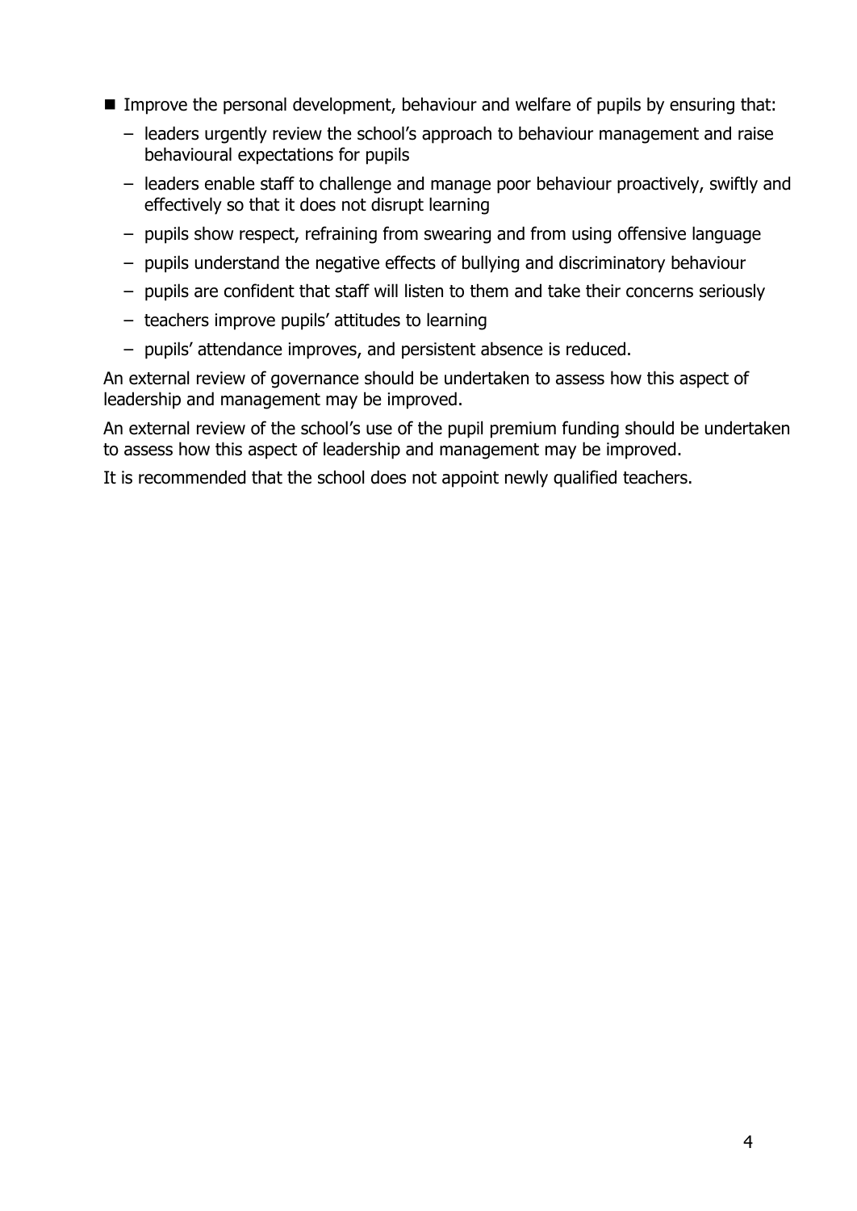- Improve the personal development, behaviour and welfare of pupils by ensuring that:
  - leaders urgently review the school's approach to behaviour management and raise behavioural expectations for pupils
  - leaders enable staff to challenge and manage poor behaviour proactively, swiftly and effectively so that it does not disrupt learning
  - pupils show respect, refraining from swearing and from using offensive language
  - pupils understand the negative effects of bullying and discriminatory behaviour
  - pupils are confident that staff will listen to them and take their concerns seriously
  - teachers improve pupils' attitudes to learning
  - pupils' attendance improves, and persistent absence is reduced.

An external review of governance should be undertaken to assess how this aspect of leadership and management may be improved.

An external review of the school's use of the pupil premium funding should be undertaken to assess how this aspect of leadership and management may be improved.

It is recommended that the school does not appoint newly qualified teachers.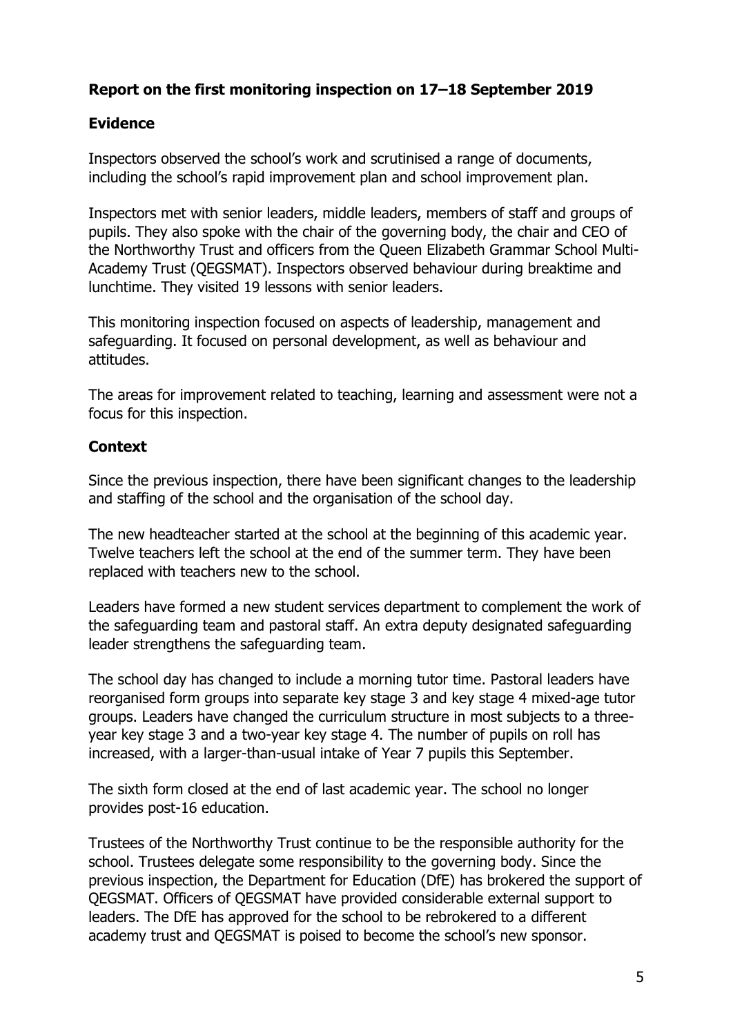## Report on the first monitoring inspection on 17–18 September 2019

### Evidence

Inspectors observed the school's work and scrutinised a range of documents, including the school's rapid improvement plan and school improvement plan.

Inspectors met with senior leaders, middle leaders, members of staff and groups of pupils. They also spoke with the chair of the governing body, the chair and CEO of the Northworthy Trust and officers from the Queen Elizabeth Grammar School Multi-Academy Trust (QEGSMAT). Inspectors observed behaviour during breaktime and lunchtime. They visited 19 lessons with senior leaders.

This monitoring inspection focused on aspects of leadership, management and safeguarding. It focused on personal development, as well as behaviour and attitudes.

The areas for improvement related to teaching, learning and assessment were not a focus for this inspection.

### Context

Since the previous inspection, there have been significant changes to the leadership and staffing of the school and the organisation of the school day.

The new headteacher started at the school at the beginning of this academic year. Twelve teachers left the school at the end of the summer term. They have been replaced with teachers new to the school.

Leaders have formed a new student services department to complement the work of the safeguarding team and pastoral staff. An extra deputy designated safeguarding leader strengthens the safeguarding team.

The school day has changed to include a morning tutor time. Pastoral leaders have reorganised form groups into separate key stage 3 and key stage 4 mixed-age tutor groups. Leaders have changed the curriculum structure in most subjects to a three-year key stage 3 and a two-year key stage 4. The number of pupils on roll has increased, with a larger-than-usual intake of Year 7 pupils this September.

The sixth form closed at the end of last academic year. The school no longer provides post-16 education.

Trustees of the Northworthy Trust continue to be the responsible authority for the school. Trustees delegate some responsibility to the governing body. Since the previous inspection, the Department for Education (DfE) has brokered the support of QEGSMAT. Officers of QEGSMAT have provided considerable external support to leaders. The DfE has approved for the school to be rebrokered to a different academy trust and QEGSMAT is poised to become the school's new sponsor.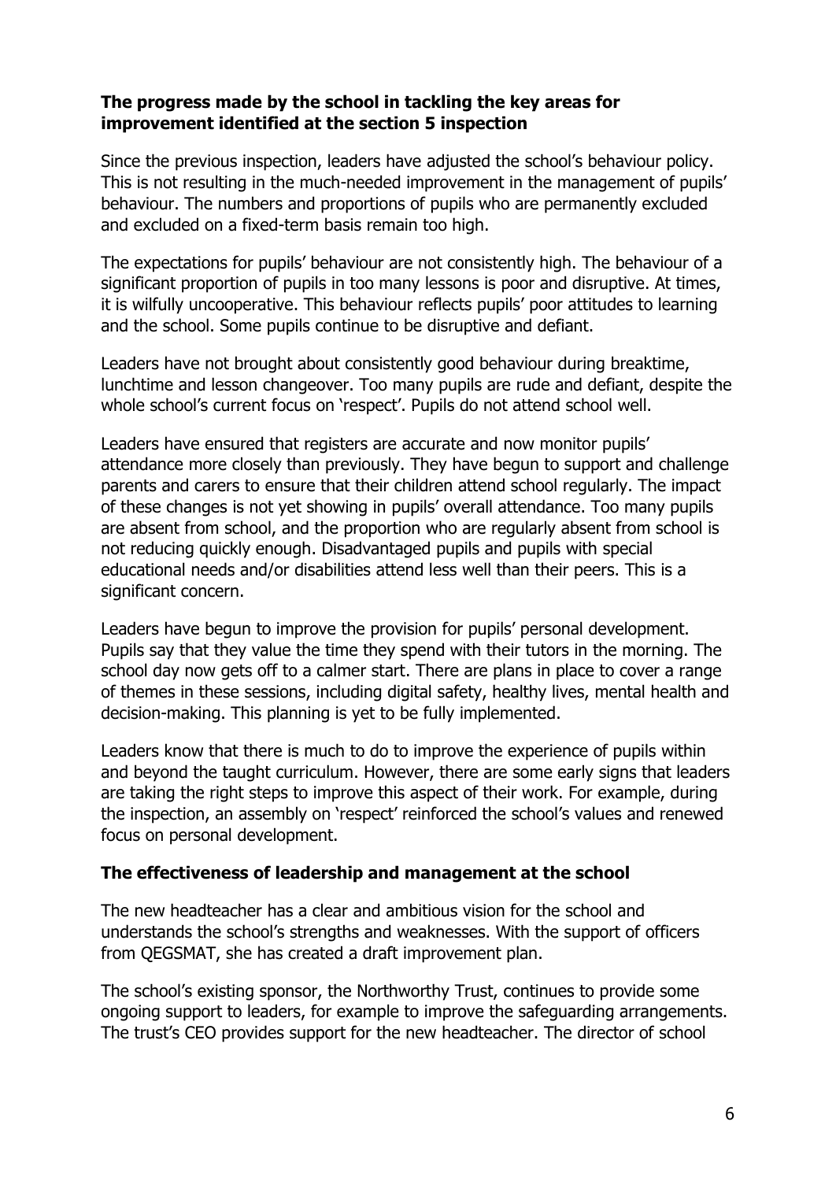### The progress made by the school in tackling the key areas for improvement identified at the section 5 inspection

Since the previous inspection, leaders have adjusted the school's behaviour policy. This is not resulting in the much-needed improvement in the management of pupils' behaviour. The numbers and proportions of pupils who are permanently excluded and excluded on a fixed-term basis remain too high.

The expectations for pupils' behaviour are not consistently high. The behaviour of a significant proportion of pupils in too many lessons is poor and disruptive. At times, it is wilfully uncooperative. This behaviour reflects pupils' poor attitudes to learning and the school. Some pupils continue to be disruptive and defiant.

Leaders have not brought about consistently good behaviour during breaktime, lunchtime and lesson changeover. Too many pupils are rude and defiant, despite the whole school's current focus on 'respect'. Pupils do not attend school well.

Leaders have ensured that registers are accurate and now monitor pupils' attendance more closely than previously. They have begun to support and challenge parents and carers to ensure that their children attend school regularly. The impact of these changes is not yet showing in pupils' overall attendance. Too many pupils are absent from school, and the proportion who are regularly absent from school is not reducing quickly enough. Disadvantaged pupils and pupils with special educational needs and/or disabilities attend less well than their peers. This is a significant concern.

Leaders have begun to improve the provision for pupils' personal development. Pupils say that they value the time they spend with their tutors in the morning. The school day now gets off to a calmer start. There are plans in place to cover a range of themes in these sessions, including digital safety, healthy lives, mental health and decision-making. This planning is yet to be fully implemented.

Leaders know that there is much to do to improve the experience of pupils within and beyond the taught curriculum. However, there are some early signs that leaders are taking the right steps to improve this aspect of their work. For example, during the inspection, an assembly on 'respect' reinforced the school's values and renewed focus on personal development.

### The effectiveness of leadership and management at the school

The new headteacher has a clear and ambitious vision for the school and understands the school's strengths and weaknesses. With the support of officers from QEGSMAT, she has created a draft improvement plan.

The school's existing sponsor, the Northworthy Trust, continues to provide some ongoing support to leaders, for example to improve the safeguarding arrangements. The trust's CEO provides support for the new headteacher. The director of school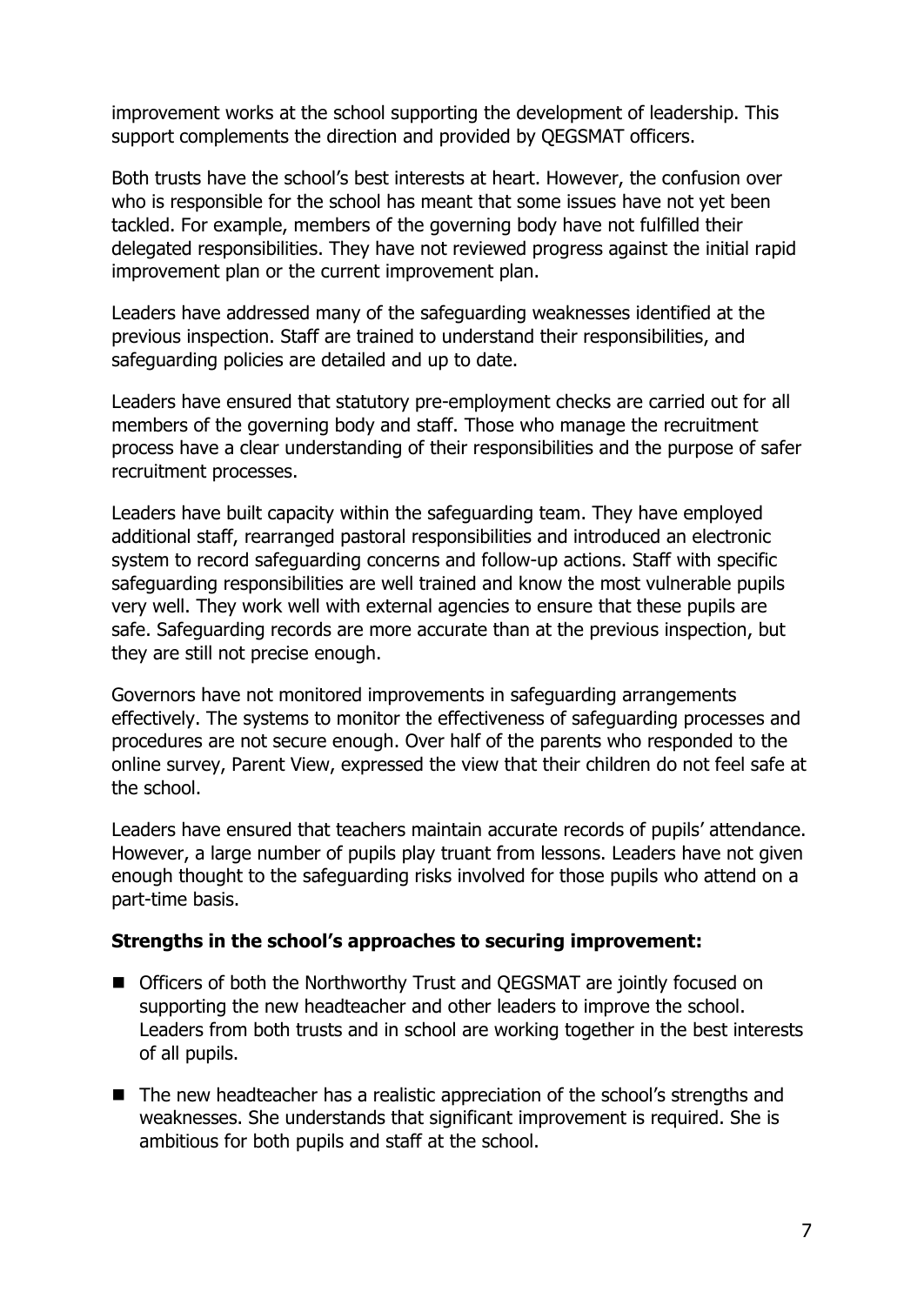improvement works at the school supporting the development of leadership. This support complements the direction and provided by QEGSMAT officers.

Both trusts have the school's best interests at heart. However, the confusion over who is responsible for the school has meant that some issues have not yet been tackled. For example, members of the governing body have not fulfilled their delegated responsibilities. They have not reviewed progress against the initial rapid improvement plan or the current improvement plan.

Leaders have addressed many of the safeguarding weaknesses identified at the previous inspection. Staff are trained to understand their responsibilities, and safeguarding policies are detailed and up to date.

Leaders have ensured that statutory pre-employment checks are carried out for all members of the governing body and staff. Those who manage the recruitment process have a clear understanding of their responsibilities and the purpose of safer recruitment processes.

Leaders have built capacity within the safeguarding team. They have employed additional staff, rearranged pastoral responsibilities and introduced an electronic system to record safeguarding concerns and follow-up actions. Staff with specific safeguarding responsibilities are well trained and know the most vulnerable pupils very well. They work well with external agencies to ensure that these pupils are safe. Safeguarding records are more accurate than at the previous inspection, but they are still not precise enough.

Governors have not monitored improvements in safeguarding arrangements effectively. The systems to monitor the effectiveness of safeguarding processes and procedures are not secure enough. Over half of the parents who responded to the online survey, Parent View, expressed the view that their children do not feel safe at the school.

Leaders have ensured that teachers maintain accurate records of pupils' attendance. However, a large number of pupils play truant from lessons. Leaders have not given enough thought to the safeguarding risks involved for those pupils who attend on a part-time basis.

**Strengths in the school's approaches to securing improvement:**

- Officers of both the Northworthy Trust and QEGSMAT are jointly focused on supporting the new headteacher and other leaders to improve the school. Leaders from both trusts and in school are working together in the best interests of all pupils.
- The new headteacher has a realistic appreciation of the school's strengths and weaknesses. She understands that significant improvement is required. She is ambitious for both pupils and staff at the school.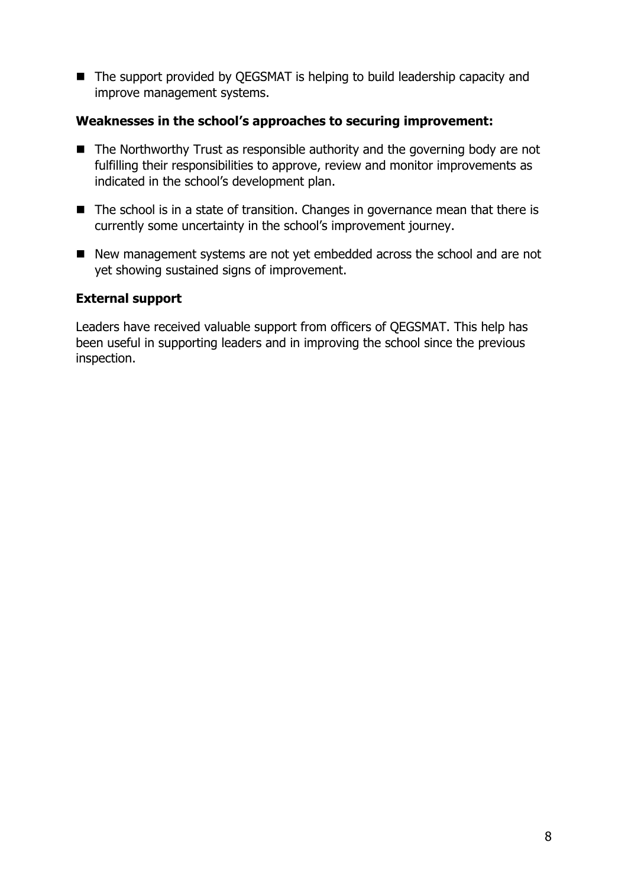- The support provided by QEGSMAT is helping to build leadership capacity and improve management systems.

**Weaknesses in the school's approaches to securing improvement:**

- The Northworthy Trust as responsible authority and the governing body are not fulfilling their responsibilities to approve, review and monitor improvements as indicated in the school's development plan.
- The school is in a state of transition. Changes in governance mean that there is currently some uncertainty in the school's improvement journey.
- New management systems are not yet embedded across the school and are not yet showing sustained signs of improvement.

**External support**

Leaders have received valuable support from officers of QEGSMAT. This help has been useful in supporting leaders and in improving the school since the previous inspection.